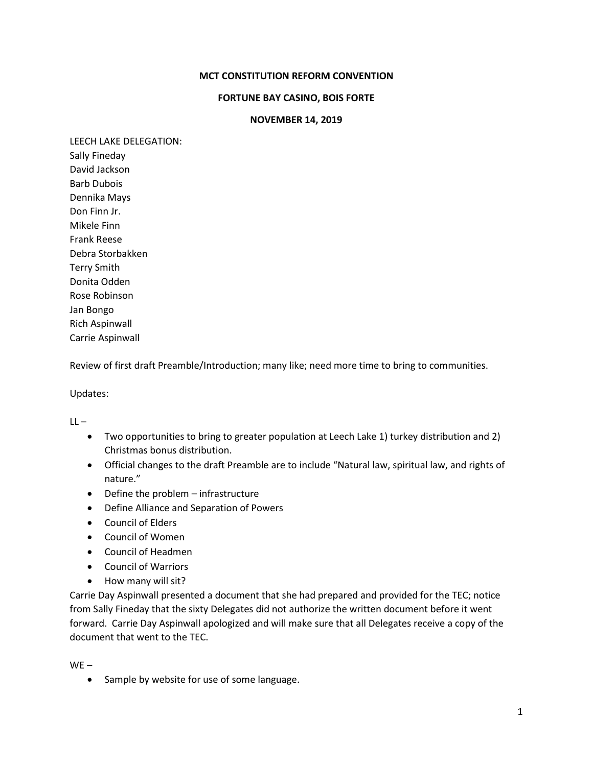**MCT CONSTITUTION REFORM CONVENTION**

**FORTUNE BAY CASINO, BOIS FORTE**

**NOVEMBER 14, 2019**

LEECH LAKE DELEGATION:
Sally Fineday
David Jackson
Barb Dubois
Dennika Mays
Don Finn Jr.
Mikele Finn
Frank Reese
Debra Storbakken
Terry Smith
Donita Odden
Rose Robinson
Jan Bongo
Rich Aspinwall
Carrie Aspinwall

Review of first draft Preamble/Introduction; many like; need more time to bring to communities.

Updates:

LL –

- Two opportunities to bring to greater population at Leech Lake 1) turkey distribution and 2) Christmas bonus distribution.
- Official changes to the draft Preamble are to include "Natural law, spiritual law, and rights of nature."
- Define the problem – infrastructure
- Define Alliance and Separation of Powers
- Council of Elders
- Council of Women
- Council of Headmen
- Council of Warriors
- How many will sit?

Carrie Day Aspinwall presented a document that she had prepared and provided for the TEC; notice from Sally Fineday that the sixty Delegates did not authorize the written document before it went forward. Carrie Day Aspinwall apologized and will make sure that all Delegates receive a copy of the document that went to the TEC.

WE –

- Sample by website for use of some language.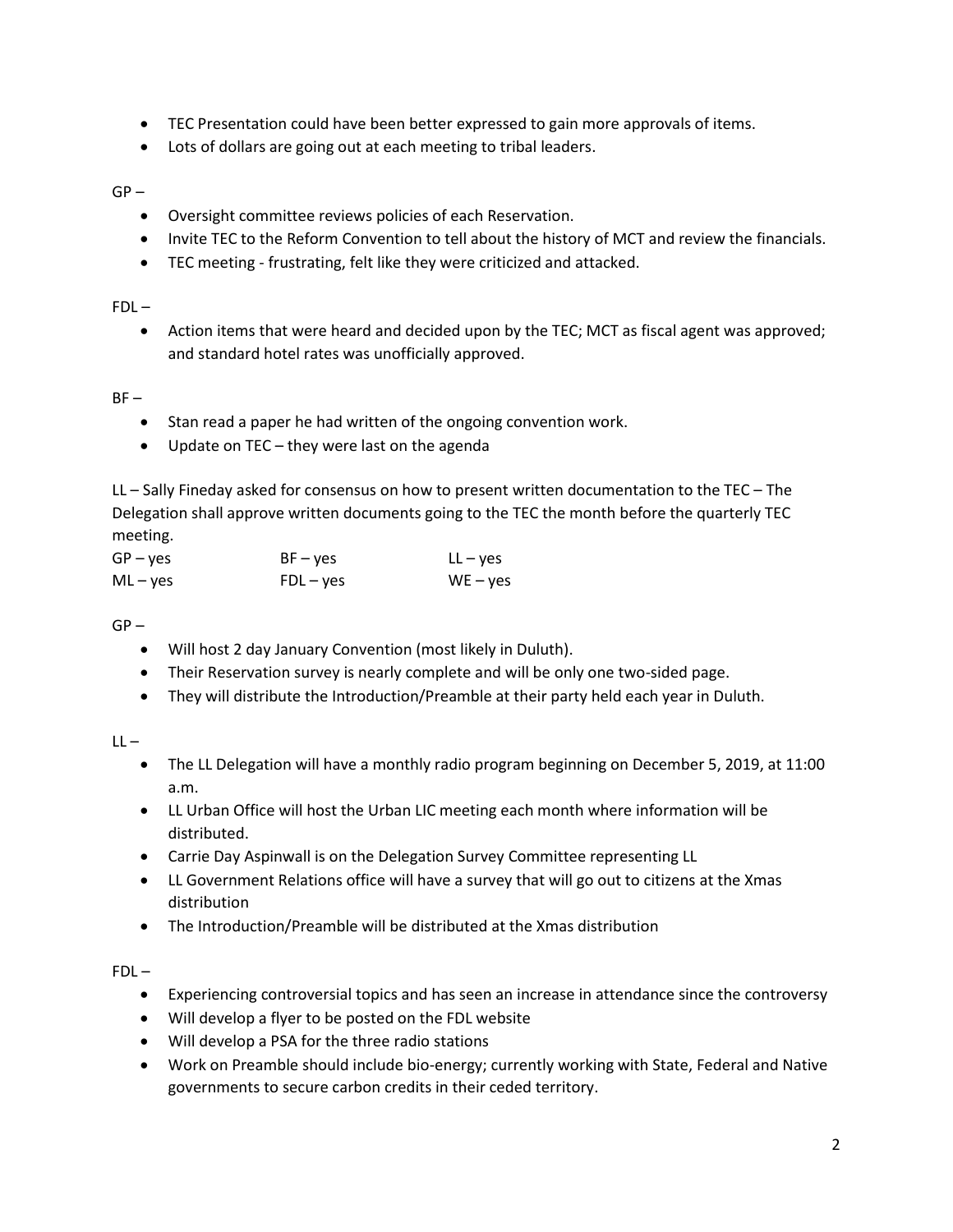- TEC Presentation could have been better expressed to gain more approvals of items.
- Lots of dollars are going out at each meeting to tribal leaders.

GP –

- Oversight committee reviews policies of each Reservation.
- Invite TEC to the Reform Convention to tell about the history of MCT and review the financials.
- TEC meeting - frustrating, felt like they were criticized and attacked.

FDL –

- Action items that were heard and decided upon by the TEC; MCT as fiscal agent was approved; and standard hotel rates was unofficially approved.

BF –

- Stan read a paper he had written of the ongoing convention work.
- Update on TEC – they were last on the agenda

LL – Sally Fineday asked for consensus on how to present written documentation to the TEC – The Delegation shall approve written documents going to the TEC the month before the quarterly TEC meeting.

| | | |
|---|---|---|
| GP – yes | BF – yes | LL – yes |
| ML – yes | FDL – yes | WE – yes |

GP –

- Will host 2 day January Convention (most likely in Duluth).
- Their Reservation survey is nearly complete and will be only one two-sided page.
- They will distribute the Introduction/Preamble at their party held each year in Duluth.

LL –

- The LL Delegation will have a monthly radio program beginning on December 5, 2019, at 11:00 a.m.
- LL Urban Office will host the Urban LIC meeting each month where information will be distributed.
- Carrie Day Aspinwall is on the Delegation Survey Committee representing LL
- LL Government Relations office will have a survey that will go out to citizens at the Xmas distribution
- The Introduction/Preamble will be distributed at the Xmas distribution

FDL –

- Experiencing controversial topics and has seen an increase in attendance since the controversy
- Will develop a flyer to be posted on the FDL website
- Will develop a PSA for the three radio stations
- Work on Preamble should include bio-energy; currently working with State, Federal and Native governments to secure carbon credits in their ceded territory.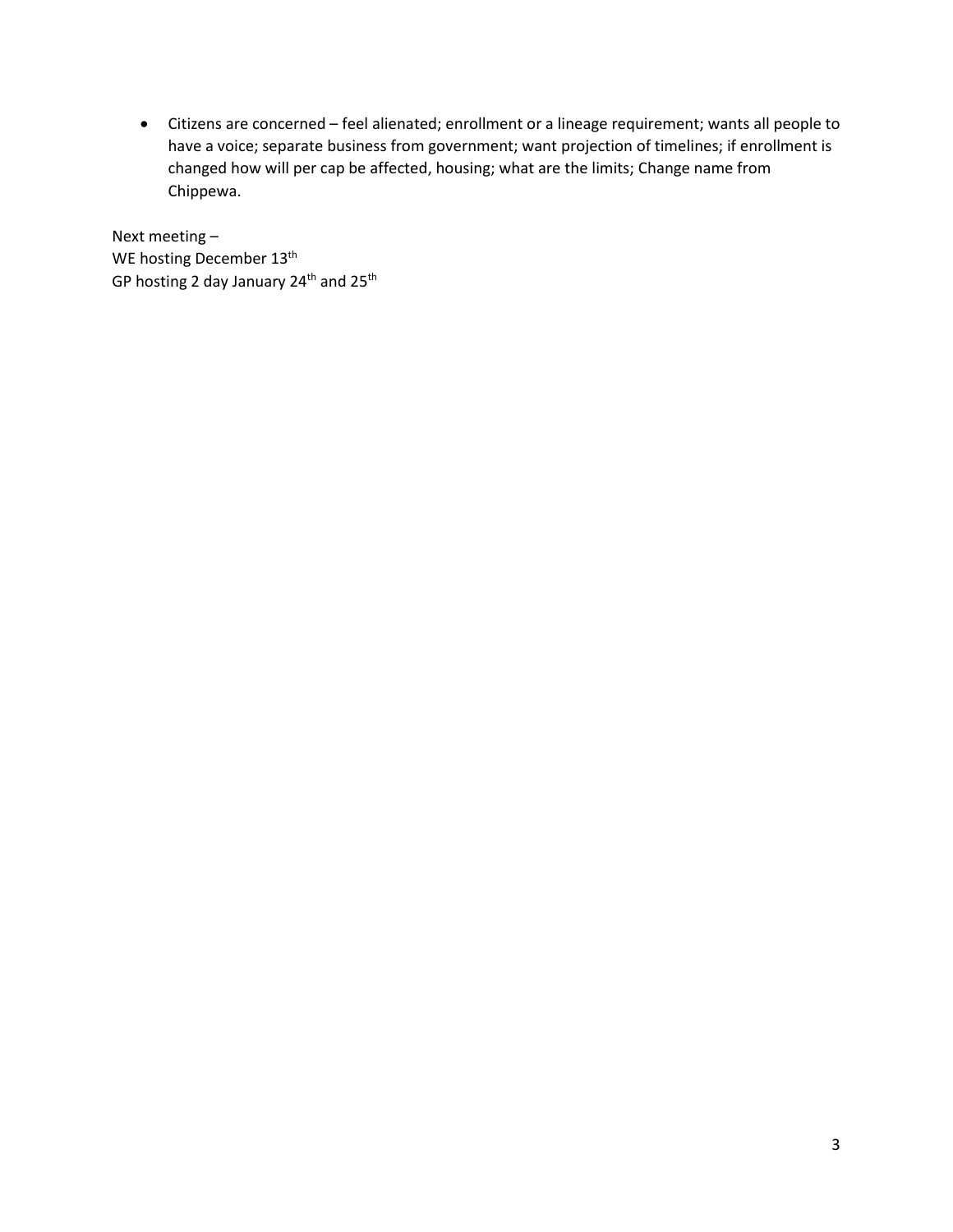- Citizens are concerned – feel alienated; enrollment or a lineage requirement; wants all people to have a voice; separate business from government; want projection of timelines; if enrollment is changed how will per cap be affected, housing; what are the limits; Change name from Chippewa.

Next meeting –
WE hosting December 13th
GP hosting 2 day January 24th and 25th